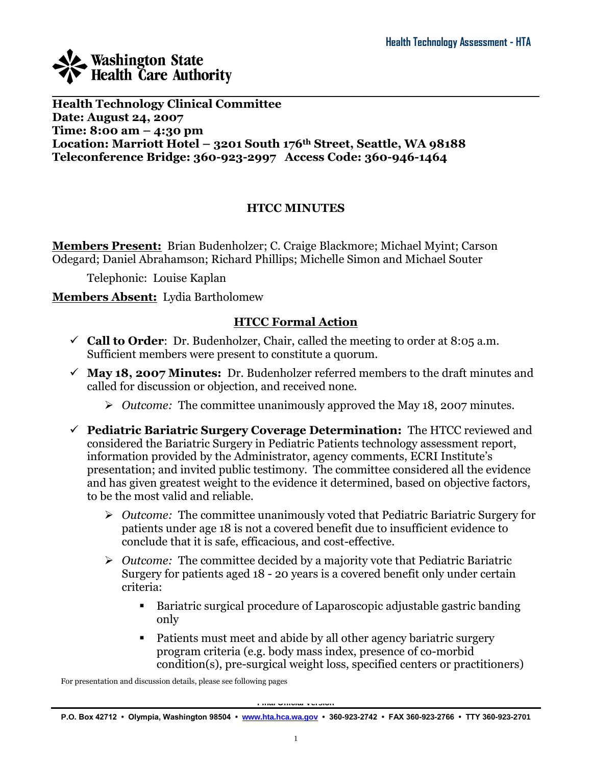Health Technology Assessment - HTA

Washington State Health Care Authority

**Health Technology Clinical Committee**
**Date: August 24, 2007**
**Time: 8:00 am – 4:30 pm**
**Location: Marriott Hotel – 3201 South 176th Street, Seattle, WA 98188**
**Teleconference Bridge: 360-923-2997 Access Code: 360-946-1464**

## HTCC MINUTES

**Members Present:** Brian Budenholzer; C. Craige Blackmore; Michael Myint; Carson Odegard; Daniel Abrahamson; Richard Phillips; Michelle Simon and Michael Souter

Telephonic: Louise Kaplan

**Members Absent:** Lydia Bartholomew

### HTCC Formal Action

- ✓ **Call to Order**: Dr. Budenholzer, Chair, called the meeting to order at 8:05 a.m. Sufficient members were present to constitute a quorum.
- ✓ **May 18, 2007 Minutes:** Dr. Budenholzer referred members to the draft minutes and called for discussion or objection, and received none.
  - *Outcome:* The committee unanimously approved the May 18, 2007 minutes.
- ✓ **Pediatric Bariatric Surgery Coverage Determination:** The HTCC reviewed and considered the Bariatric Surgery in Pediatric Patients technology assessment report, information provided by the Administrator, agency comments, ECRI Institute's presentation; and invited public testimony. The committee considered all the evidence and has given greatest weight to the evidence it determined, based on objective factors, to be the most valid and reliable.
  - *Outcome:* The committee unanimously voted that Pediatric Bariatric Surgery for patients under age 18 is not a covered benefit due to insufficient evidence to conclude that it is safe, efficacious, and cost-effective.
  - *Outcome:* The committee decided by a majority vote that Pediatric Bariatric Surgery for patients aged 18 - 20 years is a covered benefit only under certain criteria:
    - Bariatric surgical procedure of Laparoscopic adjustable gastric banding only
    - Patients must meet and abide by all other agency bariatric surgery program criteria (e.g. body mass index, presence of co-morbid condition(s), pre-surgical weight loss, specified centers or practitioners)

For presentation and discussion details, please see following pages

Final Official Version

P.O. Box 42712 • Olympia, Washington 98504 • www.hta.hca.wa.gov • 360-923-2742 • FAX 360-923-2766 • TTY 360-923-2701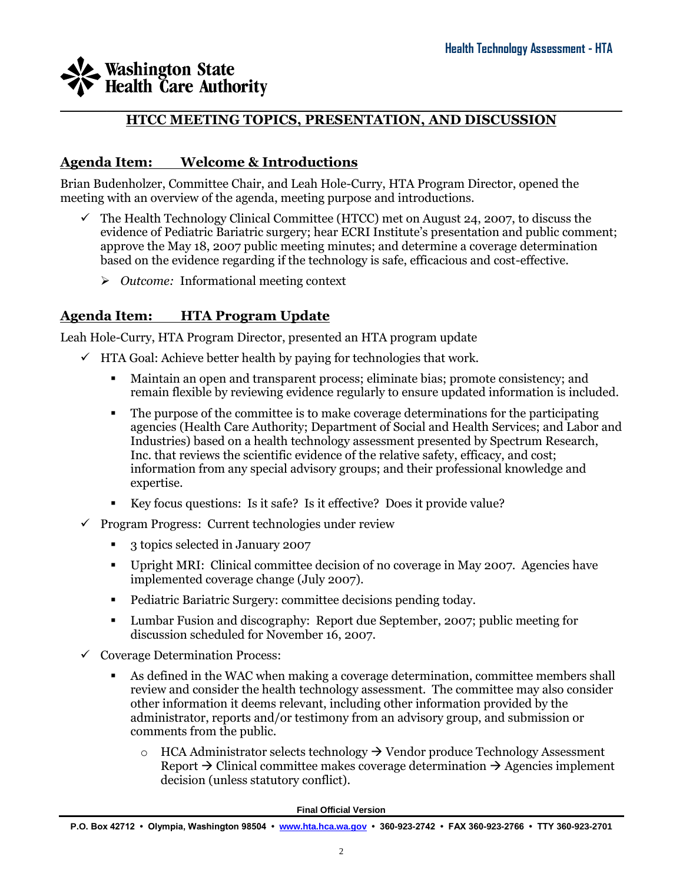## HTCC MEETING TOPICS, PRESENTATION, AND DISCUSSION

### Agenda Item: Welcome & Introductions

Brian Budenholzer, Committee Chair, and Leah Hole-Curry, HTA Program Director, opened the meeting with an overview of the agenda, meeting purpose and introductions.

- ✓ The Health Technology Clinical Committee (HTCC) met on August 24, 2007, to discuss the evidence of Pediatric Bariatric surgery; hear ECRI Institute's presentation and public comment; approve the May 18, 2007 public meeting minutes; and determine a coverage determination based on the evidence regarding if the technology is safe, efficacious and cost-effective.
  - *Outcome:* Informational meeting context

### Agenda Item: HTA Program Update

Leah Hole-Curry, HTA Program Director, presented an HTA program update

- ✓ HTA Goal: Achieve better health by paying for technologies that work.
  - Maintain an open and transparent process; eliminate bias; promote consistency; and remain flexible by reviewing evidence regularly to ensure updated information is included.
  - The purpose of the committee is to make coverage determinations for the participating agencies (Health Care Authority; Department of Social and Health Services; and Labor and Industries) based on a health technology assessment presented by Spectrum Research, Inc. that reviews the scientific evidence of the relative safety, efficacy, and cost; information from any special advisory groups; and their professional knowledge and expertise.
  - Key focus questions: Is it safe? Is it effective? Does it provide value?
- ✓ Program Progress: Current technologies under review
  - 3 topics selected in January 2007
  - Upright MRI: Clinical committee decision of no coverage in May 2007. Agencies have implemented coverage change (July 2007).
  - Pediatric Bariatric Surgery: committee decisions pending today.
  - Lumbar Fusion and discography: Report due September, 2007; public meeting for discussion scheduled for November 16, 2007.
- ✓ Coverage Determination Process:
  - As defined in the WAC when making a coverage determination, committee members shall review and consider the health technology assessment. The committee may also consider other information it deems relevant, including other information provided by the administrator, reports and/or testimony from an advisory group, and submission or comments from the public.
    - HCA Administrator selects technology → Vendor produce Technology Assessment Report → Clinical committee makes coverage determination → Agencies implement decision (unless statutory conflict).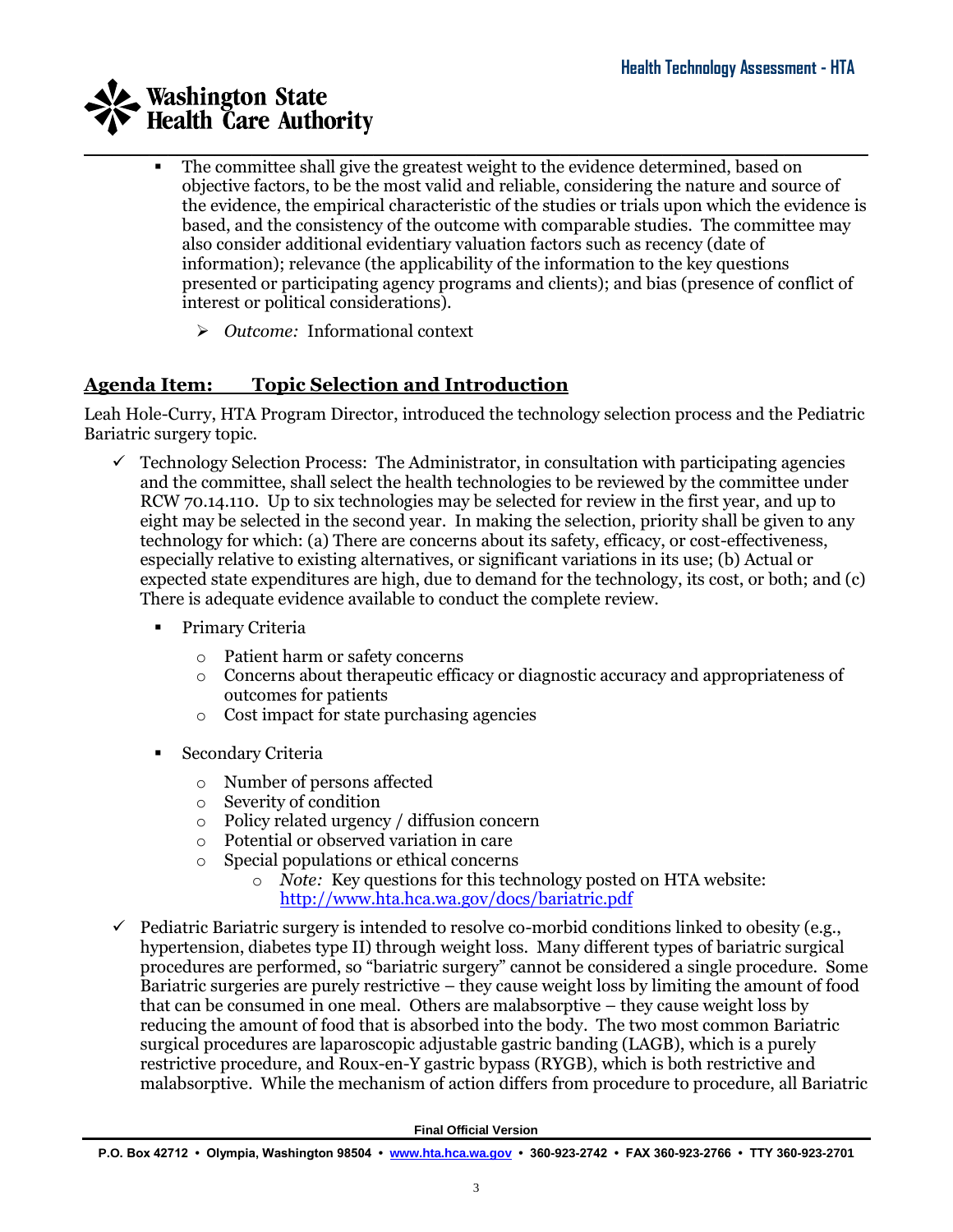- The committee shall give the greatest weight to the evidence determined, based on objective factors, to be the most valid and reliable, considering the nature and source of the evidence, the empirical characteristic of the studies or trials upon which the evidence is based, and the consistency of the outcome with comparable studies. The committee may also consider additional evidentiary valuation factors such as recency (date of information); relevance (the applicability of the information to the key questions presented or participating agency programs and clients); and bias (presence of conflict of interest or political considerations).
  - *Outcome:* Informational context

## Agenda Item: Topic Selection and Introduction

Leah Hole-Curry, HTA Program Director, introduced the technology selection process and the Pediatric Bariatric surgery topic.

- ✓ Technology Selection Process: The Administrator, in consultation with participating agencies and the committee, shall select the health technologies to be reviewed by the committee under RCW 70.14.110. Up to six technologies may be selected for review in the first year, and up to eight may be selected in the second year. In making the selection, priority shall be given to any technology for which: (a) There are concerns about its safety, efficacy, or cost-effectiveness, especially relative to existing alternatives, or significant variations in its use; (b) Actual or expected state expenditures are high, due to demand for the technology, its cost, or both; and (c) There is adequate evidence available to conduct the complete review.
  - Primary Criteria
    - Patient harm or safety concerns
    - Concerns about therapeutic efficacy or diagnostic accuracy and appropriateness of outcomes for patients
    - Cost impact for state purchasing agencies
  - Secondary Criteria
    - Number of persons affected
    - Severity of condition
    - Policy related urgency / diffusion concern
    - Potential or observed variation in care
    - Special populations or ethical concerns
      - *Note:* Key questions for this technology posted on HTA website: http://www.hta.hca.wa.gov/docs/bariatric.pdf
- ✓ Pediatric Bariatric surgery is intended to resolve co-morbid conditions linked to obesity (e.g., hypertension, diabetes type II) through weight loss. Many different types of bariatric surgical procedures are performed, so "bariatric surgery" cannot be considered a single procedure. Some Bariatric surgeries are purely restrictive – they cause weight loss by limiting the amount of food that can be consumed in one meal. Others are malabsorptive – they cause weight loss by reducing the amount of food that is absorbed into the body. The two most common Bariatric surgical procedures are laparoscopic adjustable gastric banding (LAGB), which is a purely restrictive procedure, and Roux-en-Y gastric bypass (RYGB), which is both restrictive and malabsorptive. While the mechanism of action differs from procedure to procedure, all Bariatric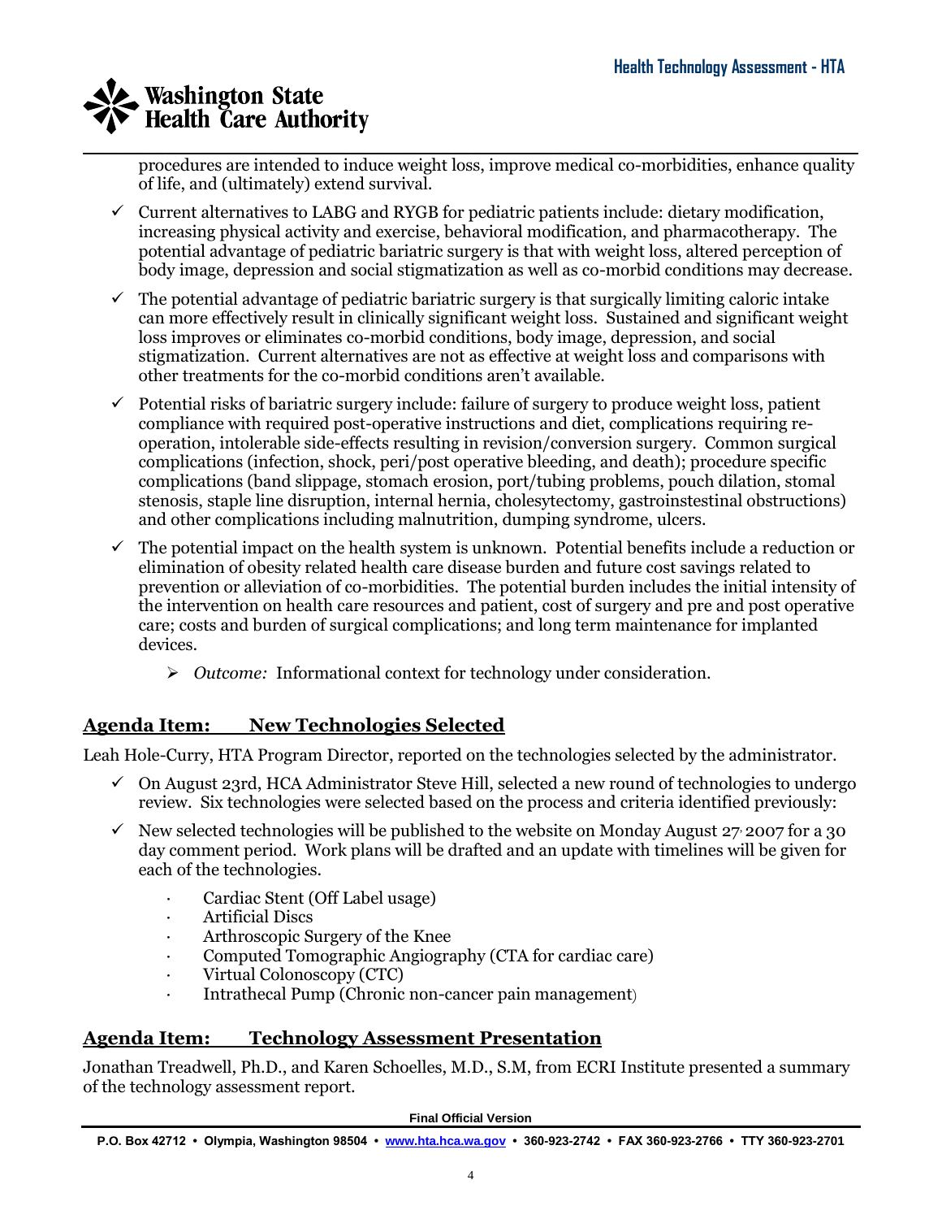procedures are intended to induce weight loss, improve medical co-morbidities, enhance quality of life, and (ultimately) extend survival.

- ✓ Current alternatives to LABG and RYGB for pediatric patients include: dietary modification, increasing physical activity and exercise, behavioral modification, and pharmacotherapy. The potential advantage of pediatric bariatric surgery is that with weight loss, altered perception of body image, depression and social stigmatization as well as co-morbid conditions may decrease.
- ✓ The potential advantage of pediatric bariatric surgery is that surgically limiting caloric intake can more effectively result in clinically significant weight loss. Sustained and significant weight loss improves or eliminates co-morbid conditions, body image, depression, and social stigmatization. Current alternatives are not as effective at weight loss and comparisons with other treatments for the co-morbid conditions aren't available.
- ✓ Potential risks of bariatric surgery include: failure of surgery to produce weight loss, patient compliance with required post-operative instructions and diet, complications requiring re-operation, intolerable side-effects resulting in revision/conversion surgery. Common surgical complications (infection, shock, peri/post operative bleeding, and death); procedure specific complications (band slippage, stomach erosion, port/tubing problems, pouch dilation, stomal stenosis, staple line disruption, internal hernia, cholesytectomy, gastroinstestinal obstructions) and other complications including malnutrition, dumping syndrome, ulcers.
- ✓ The potential impact on the health system is unknown. Potential benefits include a reduction or elimination of obesity related health care disease burden and future cost savings related to prevention or alleviation of co-morbidities. The potential burden includes the initial intensity of the intervention on health care resources and patient, cost of surgery and pre and post operative care; costs and burden of surgical complications; and long term maintenance for implanted devices.
  - ➢ *Outcome:* Informational context for technology under consideration.

## Agenda Item: New Technologies Selected

Leah Hole-Curry, HTA Program Director, reported on the technologies selected by the administrator.

- ✓ On August 23rd, HCA Administrator Steve Hill, selected a new round of technologies to undergo review. Six technologies were selected based on the process and criteria identified previously:
- ✓ New selected technologies will be published to the website on Monday August 27, 2007 for a 30 day comment period. Work plans will be drafted and an update with timelines will be given for each of the technologies.
  - Cardiac Stent (Off Label usage)
  - Artificial Discs
  - Arthroscopic Surgery of the Knee
  - Computed Tomographic Angiography (CTA for cardiac care)
  - Virtual Colonoscopy (CTC)
  - Intrathecal Pump (Chronic non-cancer pain management)

## Agenda Item: Technology Assessment Presentation

Jonathan Treadwell, Ph.D., and Karen Schoelles, M.D., S.M, from ECRI Institute presented a summary of the technology assessment report.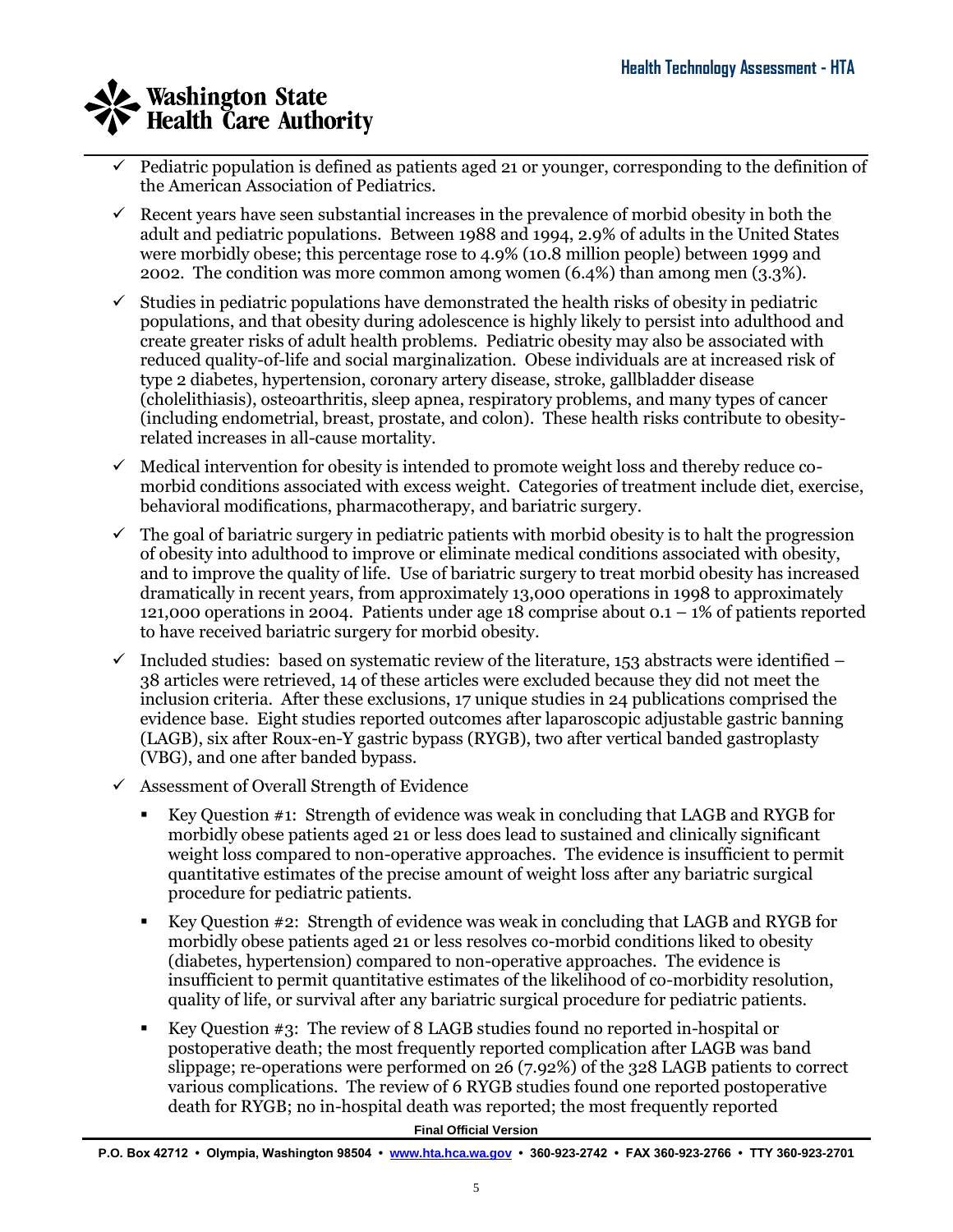- ✓ Pediatric population is defined as patients aged 21 or younger, corresponding to the definition of the American Association of Pediatrics.
- ✓ Recent years have seen substantial increases in the prevalence of morbid obesity in both the adult and pediatric populations. Between 1988 and 1994, 2.9% of adults in the United States were morbidly obese; this percentage rose to 4.9% (10.8 million people) between 1999 and 2002. The condition was more common among women (6.4%) than among men (3.3%).
- ✓ Studies in pediatric populations have demonstrated the health risks of obesity in pediatric populations, and that obesity during adolescence is highly likely to persist into adulthood and create greater risks of adult health problems. Pediatric obesity may also be associated with reduced quality-of-life and social marginalization. Obese individuals are at increased risk of type 2 diabetes, hypertension, coronary artery disease, stroke, gallbladder disease (cholelithiasis), osteoarthritis, sleep apnea, respiratory problems, and many types of cancer (including endometrial, breast, prostate, and colon). These health risks contribute to obesity-related increases in all-cause mortality.
- ✓ Medical intervention for obesity is intended to promote weight loss and thereby reduce co-morbid conditions associated with excess weight. Categories of treatment include diet, exercise, behavioral modifications, pharmacotherapy, and bariatric surgery.
- ✓ The goal of bariatric surgery in pediatric patients with morbid obesity is to halt the progression of obesity into adulthood to improve or eliminate medical conditions associated with obesity, and to improve the quality of life. Use of bariatric surgery to treat morbid obesity has increased dramatically in recent years, from approximately 13,000 operations in 1998 to approximately 121,000 operations in 2004. Patients under age 18 comprise about 0.1 – 1% of patients reported to have received bariatric surgery for morbid obesity.
- ✓ Included studies: based on systematic review of the literature, 153 abstracts were identified – 38 articles were retrieved, 14 of these articles were excluded because they did not meet the inclusion criteria. After these exclusions, 17 unique studies in 24 publications comprised the evidence base. Eight studies reported outcomes after laparoscopic adjustable gastric banning (LAGB), six after Roux-en-Y gastric bypass (RYGB), two after vertical banded gastroplasty (VBG), and one after banded bypass.
- ✓ Assessment of Overall Strength of Evidence
  - Key Question #1: Strength of evidence was weak in concluding that LAGB and RYGB for morbidly obese patients aged 21 or less does lead to sustained and clinically significant weight loss compared to non-operative approaches. The evidence is insufficient to permit quantitative estimates of the precise amount of weight loss after any bariatric surgical procedure for pediatric patients.
  - Key Question #2: Strength of evidence was weak in concluding that LAGB and RYGB for morbidly obese patients aged 21 or less resolves co-morbid conditions liked to obesity (diabetes, hypertension) compared to non-operative approaches. The evidence is insufficient to permit quantitative estimates of the likelihood of co-morbidity resolution, quality of life, or survival after any bariatric surgical procedure for pediatric patients.
  - Key Question #3: The review of 8 LAGB studies found no reported in-hospital or postoperative death; the most frequently reported complication after LAGB was band slippage; re-operations were performed on 26 (7.92%) of the 328 LAGB patients to correct various complications. The review of 6 RYGB studies found one reported postoperative death for RYGB; no in-hospital death was reported; the most frequently reported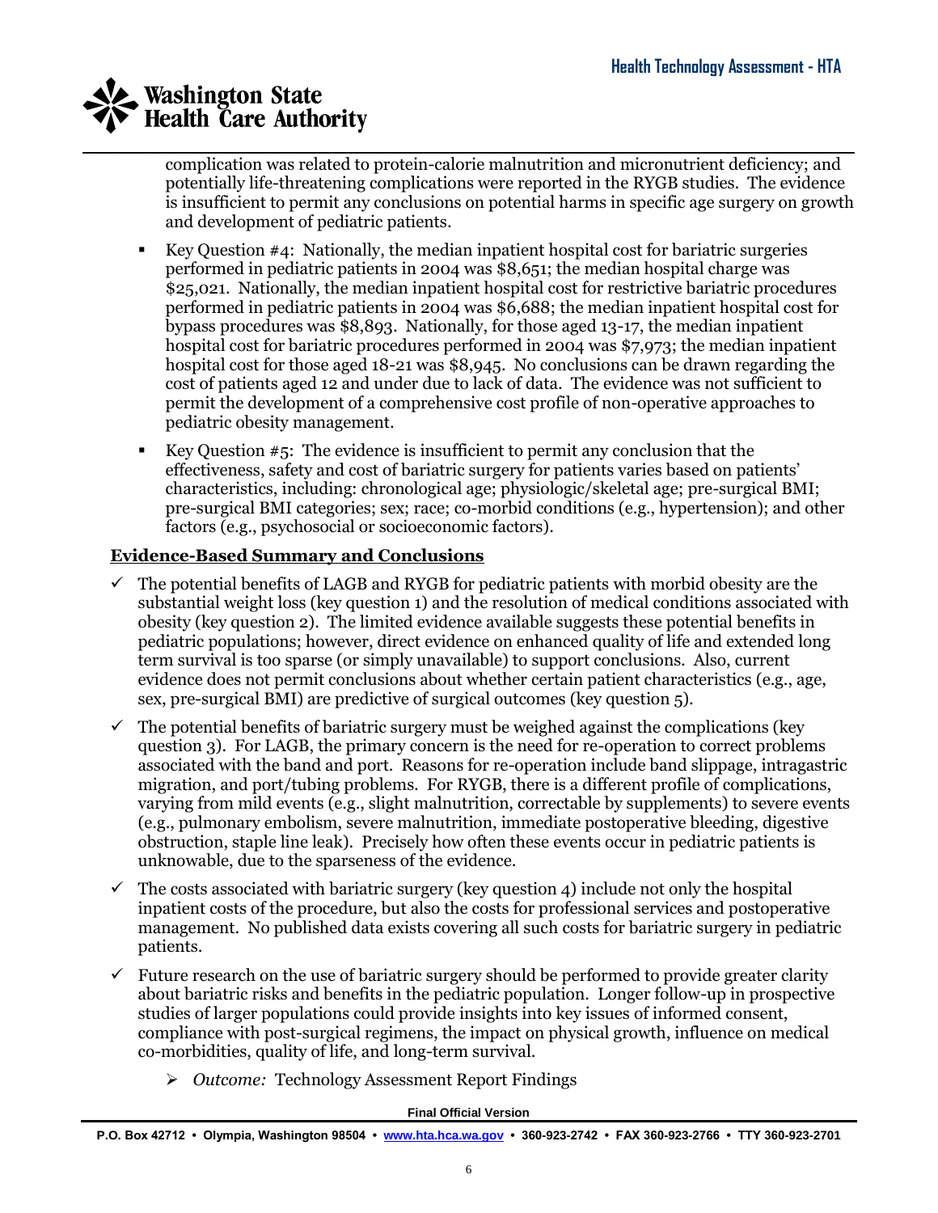complication was related to protein-calorie malnutrition and micronutrient deficiency; and potentially life-threatening complications were reported in the RYGB studies. The evidence is insufficient to permit any conclusions on potential harms in specific age surgery on growth and development of pediatric patients.

- Key Question #4: Nationally, the median inpatient hospital cost for bariatric surgeries performed in pediatric patients in 2004 was $8,651; the median hospital charge was $25,021. Nationally, the median inpatient hospital cost for restrictive bariatric procedures performed in pediatric patients in 2004 was $6,688; the median inpatient hospital cost for bypass procedures was $8,893. Nationally, for those aged 13-17, the median inpatient hospital cost for bariatric procedures performed in 2004 was $7,973; the median inpatient hospital cost for those aged 18-21 was $8,945. No conclusions can be drawn regarding the cost of patients aged 12 and under due to lack of data. The evidence was not sufficient to permit the development of a comprehensive cost profile of non-operative approaches to pediatric obesity management.
- Key Question #5: The evidence is insufficient to permit any conclusion that the effectiveness, safety and cost of bariatric surgery for patients varies based on patients' characteristics, including: chronological age; physiologic/skeletal age; pre-surgical BMI; pre-surgical BMI categories; sex; race; co-morbid conditions (e.g., hypertension); and other factors (e.g., psychosocial or socioeconomic factors).

## Evidence-Based Summary and Conclusions

- ✓ The potential benefits of LAGB and RYGB for pediatric patients with morbid obesity are the substantial weight loss (key question 1) and the resolution of medical conditions associated with obesity (key question 2). The limited evidence available suggests these potential benefits in pediatric populations; however, direct evidence on enhanced quality of life and extended long term survival is too sparse (or simply unavailable) to support conclusions. Also, current evidence does not permit conclusions about whether certain patient characteristics (e.g., age, sex, pre-surgical BMI) are predictive of surgical outcomes (key question 5).
- ✓ The potential benefits of bariatric surgery must be weighed against the complications (key question 3). For LAGB, the primary concern is the need for re-operation to correct problems associated with the band and port. Reasons for re-operation include band slippage, intragastric migration, and port/tubing problems. For RYGB, there is a different profile of complications, varying from mild events (e.g., slight malnutrition, correctable by supplements) to severe events (e.g., pulmonary embolism, severe malnutrition, immediate postoperative bleeding, digestive obstruction, staple line leak). Precisely how often these events occur in pediatric patients is unknowable, due to the sparseness of the evidence.
- ✓ The costs associated with bariatric surgery (key question 4) include not only the hospital inpatient costs of the procedure, but also the costs for professional services and postoperative management. No published data exists covering all such costs for bariatric surgery in pediatric patients.
- ✓ Future research on the use of bariatric surgery should be performed to provide greater clarity about bariatric risks and benefits in the pediatric population. Longer follow-up in prospective studies of larger populations could provide insights into key issues of informed consent, compliance with post-surgical regimens, the impact on physical growth, influence on medical co-morbidities, quality of life, and long-term survival.
    - ➢ *Outcome:* Technology Assessment Report Findings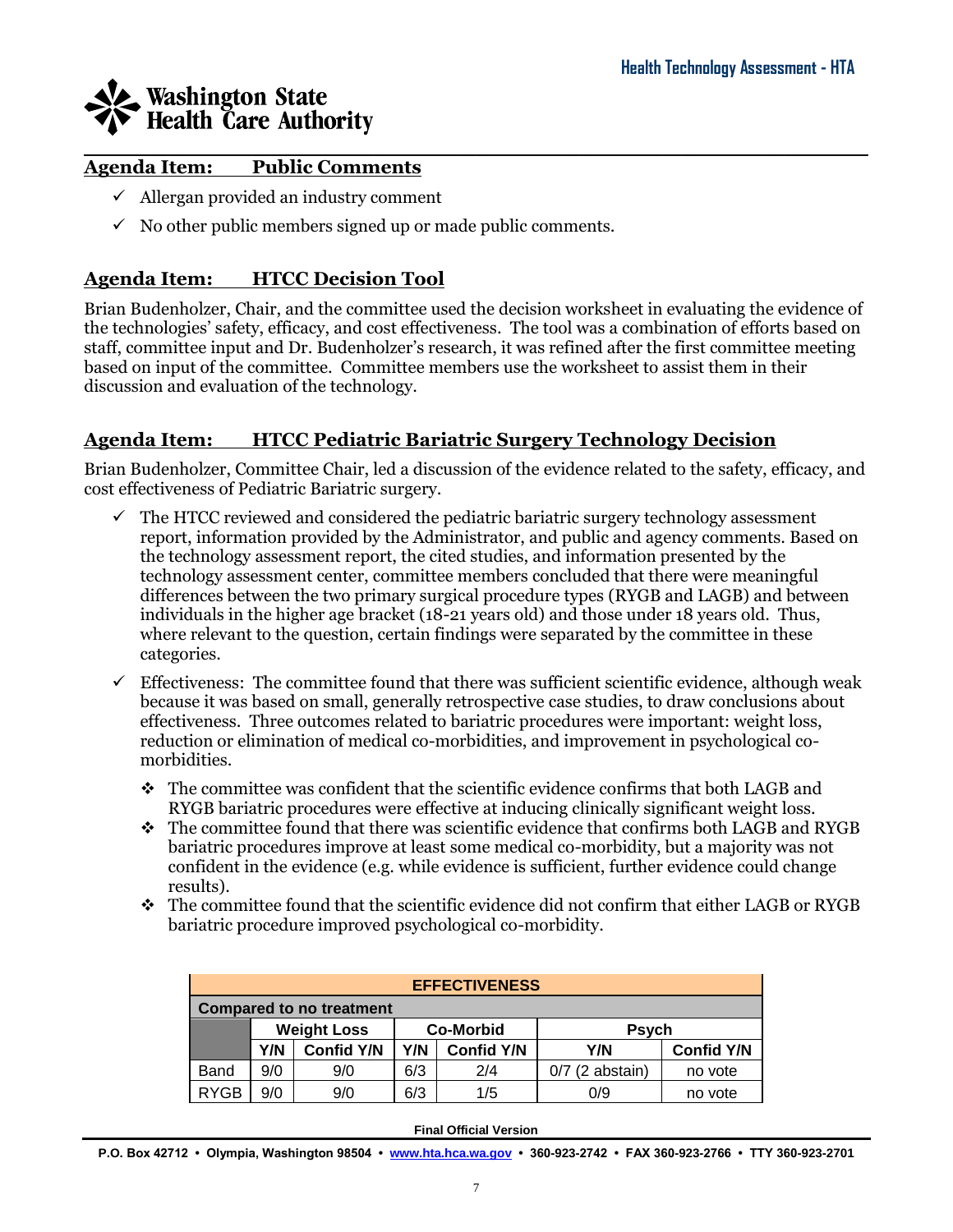## Agenda Item: Public Comments

- ✓ Allergan provided an industry comment
- ✓ No other public members signed up or made public comments.

## Agenda Item: HTCC Decision Tool

Brian Budenholzer, Chair, and the committee used the decision worksheet in evaluating the evidence of the technologies' safety, efficacy, and cost effectiveness. The tool was a combination of efforts based on staff, committee input and Dr. Budenholzer's research, it was refined after the first committee meeting based on input of the committee. Committee members use the worksheet to assist them in their discussion and evaluation of the technology.

## Agenda Item: HTCC Pediatric Bariatric Surgery Technology Decision

Brian Budenholzer, Committee Chair, led a discussion of the evidence related to the safety, efficacy, and cost effectiveness of Pediatric Bariatric surgery.

- ✓ The HTCC reviewed and considered the pediatric bariatric surgery technology assessment report, information provided by the Administrator, and public and agency comments. Based on the technology assessment report, the cited studies, and information presented by the technology assessment center, committee members concluded that there were meaningful differences between the two primary surgical procedure types (RYGB and LAGB) and between individuals in the higher age bracket (18-21 years old) and those under 18 years old. Thus, where relevant to the question, certain findings were separated by the committee in these categories.
- ✓ Effectiveness: The committee found that there was sufficient scientific evidence, although weak because it was based on small, generally retrospective case studies, to draw conclusions about effectiveness. Three outcomes related to bariatric procedures were important: weight loss, reduction or elimination of medical co-morbidities, and improvement in psychological co-morbidities.
  - ❖ The committee was confident that the scientific evidence confirms that both LAGB and RYGB bariatric procedures were effective at inducing clinically significant weight loss.
  - ❖ The committee found that there was scientific evidence that confirms both LAGB and RYGB bariatric procedures improve at least some medical co-morbidity, but a majority was not confident in the evidence (e.g. while evidence is sufficient, further evidence could change results).
  - ❖ The committee found that the scientific evidence did not confirm that either LAGB or RYGB bariatric procedure improved psychological co-morbidity.

| EFFECTIVENESS | | | | | | |
|---|---|---|---|---|---|---|
| **Compared to no treatment** | | | | | | |
| | **Weight Loss** | | **Co-Morbid** | | **Psych** | |
| | **Y/N** | **Confid Y/N** | **Y/N** | **Confid Y/N** | **Y/N** | **Confid Y/N** |
| Band | 9/0 | 9/0 | 6/3 | 2/4 | 0/7 (2 abstain) | no vote |
| RYGB | 9/0 | 9/0 | 6/3 | 1/5 | 0/9 | no vote |

Final Official Version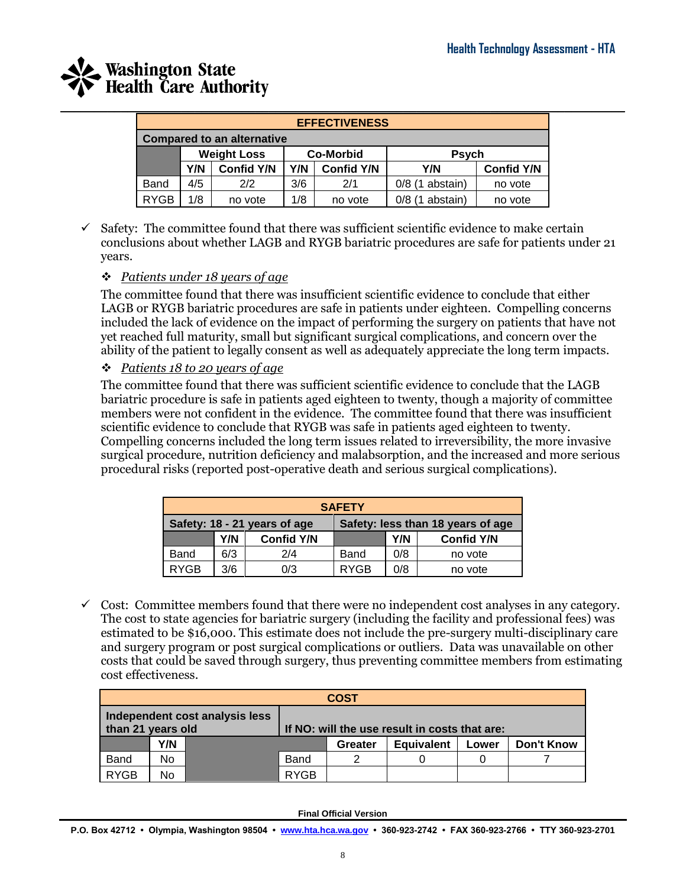| EFFECTIVENESS | | | | | | |
|---|---|---|---|---|---|---|
| Compared to an alternative | | | | | | |
| | Weight Loss | | Co-Morbid | | Psych | |
| | Y/N | Confid Y/N | Y/N | Confid Y/N | Y/N | Confid Y/N |
| Band | 4/5 | 2/2 | 3/6 | 2/1 | 0/8 (1 abstain) | no vote |
| RYGB | 1/8 | no vote | 1/8 | no vote | 0/8 (1 abstain) | no vote |

- ✓ Safety: The committee found that there was sufficient scientific evidence to make certain conclusions about whether LAGB and RYGB bariatric procedures are safe for patients under 21 years.

  ❖ *Patients under 18 years of age*

  The committee found that there was insufficient scientific evidence to conclude that either LAGB or RYGB bariatric procedures are safe in patients under eighteen. Compelling concerns included the lack of evidence on the impact of performing the surgery on patients that have not yet reached full maturity, small but significant surgical complications, and concern over the ability of the patient to legally consent as well as adequately appreciate the long term impacts.

  ❖ *Patients 18 to 20 years of age*

  The committee found that there was sufficient scientific evidence to conclude that the LAGB bariatric procedure is safe in patients aged eighteen to twenty, though a majority of committee members were not confident in the evidence. The committee found that there was insufficient scientific evidence to conclude that RYGB was safe in patients aged eighteen to twenty. Compelling concerns included the long term issues related to irreversibility, the more invasive surgical procedure, nutrition deficiency and malabsorption, and the increased and more serious procedural risks (reported post-operative death and serious surgical complications).

| SAFETY | | | | | |
|---|---|---|---|---|---|
| Safety: 18 - 21 years of age | | | Safety: less than 18 years of age | | |
| | Y/N | Confid Y/N | | Y/N | Confid Y/N |
| Band | 6/3 | 2/4 | Band | 0/8 | no vote |
| RYGB | 3/6 | 0/3 | RYGB | 0/8 | no vote |

- ✓ Cost: Committee members found that there were no independent cost analyses in any category. The cost to state agencies for bariatric surgery (including the facility and professional fees) was estimated to be $16,000. This estimate does not include the pre-surgery multi-disciplinary care and surgery program or post surgical complications or outliers. Data was unavailable on other costs that could be saved through surgery, thus preventing committee members from estimating cost effectiveness.

| COST | | | | | | | |
|---|---|---|---|---|---|---|---|
| Independent cost analysis less than 21 years old | | | If NO: will the use result in costs that are: | | | | |
| | Y/N | | | Greater | Equivalent | Lower | Don't Know |
| Band | No | | Band | 2 | 0 | 0 | 7 |
| RYGB | No | | RYGB | | | | |

**Final Official Version**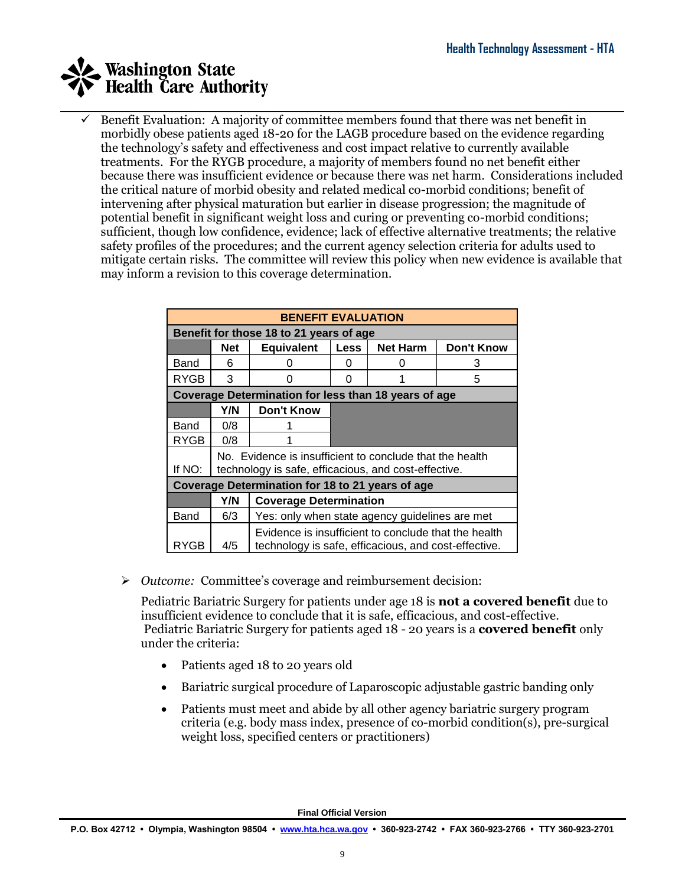- ✓ Benefit Evaluation: A majority of committee members found that there was net benefit in morbidly obese patients aged 18-20 for the LAGB procedure based on the evidence regarding the technology's safety and effectiveness and cost impact relative to currently available treatments. For the RYGB procedure, a majority of members found no net benefit either because there was insufficient evidence or because there was net harm. Considerations included the critical nature of morbid obesity and related medical co-morbid conditions; benefit of intervening after physical maturation but earlier in disease progression; the magnitude of potential benefit in significant weight loss and curing or preventing co-morbid conditions; sufficient, though low confidence, evidence; lack of effective alternative treatments; the relative safety profiles of the procedures; and the current agency selection criteria for adults used to mitigate certain risks. The committee will review this policy when new evidence is available that may inform a revision to this coverage determination.

| BENEFIT EVALUATION | | | | | |
|---|---|---|---|---|---|
| **Benefit for those 18 to 21 years of age** | | | | | |
| | **Net** | **Equivalent** | **Less** | **Net Harm** | **Don't Know** |
| Band | 6 | 0 | 0 | 0 | 3 |
| RYGB | 3 | 0 | 0 | 1 | 5 |
| **Coverage Determination for less than 18 years of age** | | | | | |
| | **Y/N** | **Don't Know** | | | |
| Band | 0/8 | 1 | | | |
| RYGB | 0/8 | 1 | | | |
| If NO: | No. Evidence is insufficient to conclude that the health technology is safe, efficacious, and cost-effective. | | | | |
| **Coverage Determination for 18 to 21 years of age** | | | | | |
| | **Y/N** | **Coverage Determination** | | | |
| Band | 6/3 | Yes: only when state agency guidelines are met | | | |
| RYGB | 4/5 | Evidence is insufficient to conclude that the health technology is safe, efficacious, and cost-effective. | | | |

- *Outcome:* Committee's coverage and reimbursement decision:

  Pediatric Bariatric Surgery for patients under age 18 is **not a covered benefit** due to insufficient evidence to conclude that it is safe, efficacious, and cost-effective. Pediatric Bariatric Surgery for patients aged 18 - 20 years is a **covered benefit** only under the criteria:

  - Patients aged 18 to 20 years old
  - Bariatric surgical procedure of Laparoscopic adjustable gastric banding only
  - Patients must meet and abide by all other agency bariatric surgery program criteria (e.g. body mass index, presence of co-morbid condition(s), pre-surgical weight loss, specified centers or practitioners)